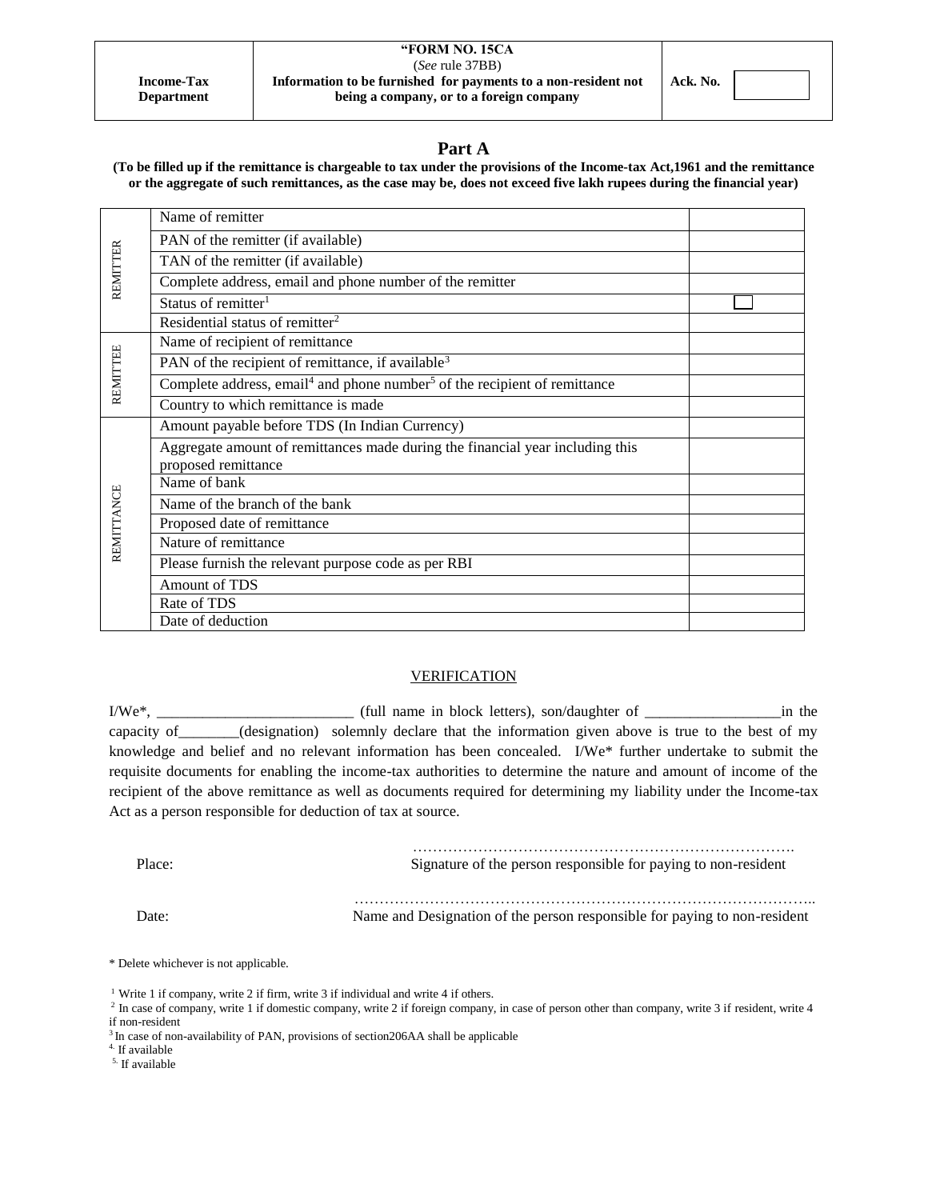| Income-Tax Department | "FORM NO. 15CA (*See* rule 37BB) **Information to be furnished for payments to a non-resident not being a company, or to a foreign company** | Ack. No. | |
|---|---|---|---|

## Part A

**(To be filled up if the remittance is chargeable to tax under the provisions of the Income-tax Act,1961 and the remittance or the aggregate of such remittances, as the case may be, does not exceed five lakh rupees during the financial year)**

| | | |
|---|---|---|
| REMITTER | Name of remitter | |
| | PAN of the remitter (if available) | |
| | TAN of the remitter (if available) | |
| | Complete address, email and phone number of the remitter | |
| | Status of remitter[1] | ☐ |
| | Residential status of remitter[2] | |
| REMITTEE | Name of recipient of remittance | |
| | PAN of the recipient of remittance, if available[3] | |
| | Complete address, email[4] and phone number[5] of the recipient of remittance | |
| | Country to which remittance is made | |
| REMITTANCE | Amount payable before TDS (In Indian Currency) | |
| | Aggregate amount of remittances made during the financial year including this proposed remittance | |
| | Name of bank | |
| | Name of the branch of the bank | |
| | Proposed date of remittance | |
| | Nature of remittance | |
| | Please furnish the relevant purpose code as per RBI | |
| | Amount of TDS | |
| | Rate of TDS | |
| | Date of deduction | |

### VERIFICATION

I/We*, __________________________ (full name in block letters), son/daughter of _________________in the capacity of________(designation) solemnly declare that the information given above is true to the best of my knowledge and belief and no relevant information has been concealed. I/We* further undertake to submit the requisite documents for enabling the income-tax authorities to determine the nature and amount of income of the recipient of the above remittance as well as documents required for determining my liability under the Income-tax Act as a person responsible for deduction of tax at source.

Place: …………………………………………………………………
Signature of the person responsible for paying to non-resident

Date: ……………………………………………………………………………..
Name and Designation of the person responsible for paying to non-resident

\* Delete whichever is not applicable.

[1] Write 1 if company, write 2 if firm, write 3 if individual and write 4 if others.
[2] In case of company, write 1 if domestic company, write 2 if foreign company, in case of person other than company, write 3 if resident, write 4 if non-resident
[3] In case of non-availability of PAN, provisions of section206AA shall be applicable
[4] If available
[5] If available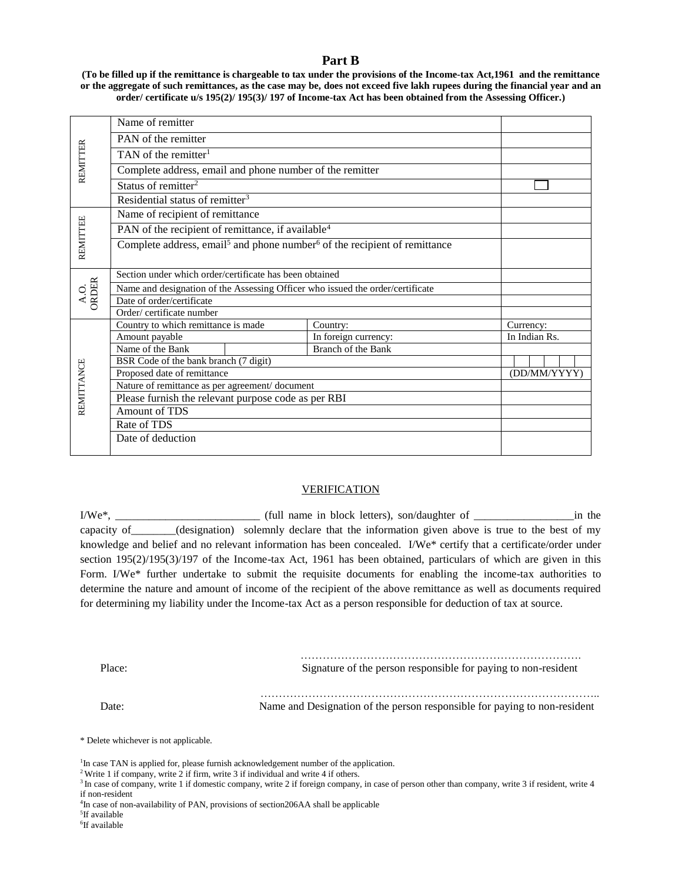## Part B

**(To be filled up if the remittance is chargeable to tax under the provisions of the Income-tax Act,1961 and the remittance or the aggregate of such remittances, as the case may be, does not exceed five lakh rupees during the financial year and an order/ certificate u/s 195(2)/ 195(3)/ 197 of Income-tax Act has been obtained from the Assessing Officer.)**

| | | | | |
|---|---|---|---|---|
| REMITTER | Name of remitter | | | |
| | PAN of the remitter | | | |
| | TAN of the remitter[1] | | | |
| | Complete address, email and phone number of the remitter | | | |
| | Status of remitter[2] | | | ☐ |
| | Residential status of remitter[3] | | | |
| REMITTEE | Name of recipient of remittance | | | |
| | PAN of the recipient of remittance, if available[4] | | | |
| | Complete address, email[5] and phone number[6] of the recipient of remittance | | | |
| A.O. ORDER | Section under which order/certificate has been obtained | | | |
| | Name and designation of the Assessing Officer who issued the order/certificate | | | |
| | Date of order/certificate | | | |
| | Order/ certificate number | | | |
| REMITTANCE | Country to which remittance is made | | Country: | Currency: |
| | Amount payable | | In foreign currency: | In Indian Rs. |
| | Name of the Bank | | Branch of the Bank | |
| | BSR Code of the bank branch (7 digit) | | | |
| | Proposed date of remittance | | | (DD/MM/YYYY) |
| | Nature of remittance as per agreement/ document | | | |
| | Please furnish the relevant purpose code as per RBI | | | |
| | Amount of TDS | | | |
| | Rate of TDS | | | |
| | Date of deduction | | | |

### VERIFICATION

I/We*, __________________________ (full name in block letters), son/daughter of _________________in the capacity of________(designation) solemnly declare that the information given above is true to the best of my knowledge and belief and no relevant information has been concealed. I/We* certify that a certificate/order under section 195(2)/195(3)/197 of the Income-tax Act, 1961 has been obtained, particulars of which are given in this Form. I/We* further undertake to submit the requisite documents for enabling the income-tax authorities to determine the nature and amount of income of the recipient of the above remittance as well as documents required for determining my liability under the Income-tax Act as a person responsible for deduction of tax at source.

Place: ………………………………………………………………… Signature of the person responsible for paying to non-resident

Date: …………………………………………………………………………….. Name and Designation of the person responsible for paying to non-resident

\* Delete whichever is not applicable.

[1] In case TAN is applied for, please furnish acknowledgement number of the application.
[2] Write 1 if company, write 2 if firm, write 3 if individual and write 4 if others.
[3] In case of company, write 1 if domestic company, write 2 if foreign company, in case of person other than company, write 3 if resident, write 4 if non-resident
[4] In case of non-availability of PAN, provisions of section206AA shall be applicable
[5] If available
[6] If available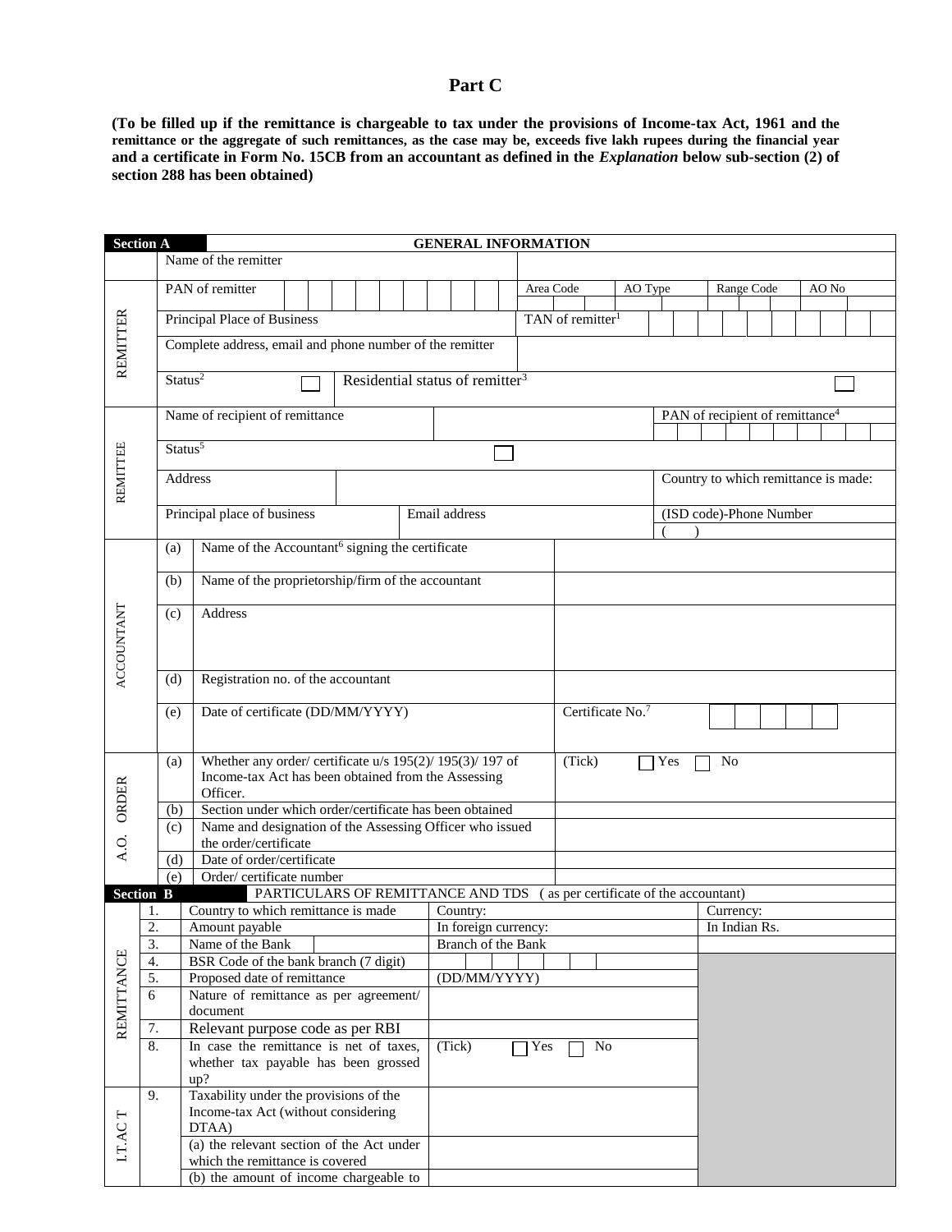## Part C

**(To be filled up if the remittance is chargeable to tax under the provisions of Income-tax Act, 1961 and the remittance or the aggregate of such remittances, as the case may be, exceeds five lakh rupees during the financial year and a certificate in Form No. 15CB from an accountant as defined in the *Explanation* below sub-section (2) of section 288 has been obtained)**

| **Section A** | | GENERAL INFORMATION | |
|---|---|---|---|
| REMITTER | | Name of the remitter | |
| | | PAN of remitter | Area Code / AO Type / Range Code / AO No |
| | | Principal Place of Business | TAN of remitter[1] |
| | | Complete address, email and phone number of the remitter | |
| | | Status[2] ☐ | Residential status of remitter[3] ☐ |
| REMITTEE | | Name of recipient of remittance | PAN of recipient of remittance[4] |
| | | Status[5] ☐ | |
| | | Address | Country to which remittance is made: |
| | | Principal place of business / Email address | (ISD code)-Phone Number ( ) |
| ACCOUNTANT | (a) | Name of the Accountant[6] signing the certificate | |
| | (b) | Name of the proprietorship/firm of the accountant | |
| | (c) | Address | |
| | (d) | Registration no. of the accountant | |
| | (e) | Date of certificate (DD/MM/YYYY) | Certificate No.[7] |
| A.O. ORDER | (a) | Whether any order/ certificate u/s 195(2)/ 195(3)/ 197 of Income-tax Act has been obtained from the Assessing Officer. | (Tick) ☐ Yes ☐ No |
| | (b) | Section under which order/certificate has been obtained | |
| | (c) | Name and designation of the Assessing Officer who issued the order/certificate | |
| | (d) | Date of order/certificate | |
| | (e) | Order/ certificate number | |

| **Section B** | | PARTICULARS OF REMITTANCE AND TDS (as per certificate of the accountant) | | |
|---|---|---|---|---|
| REMITTANCE | 1. | Country to which remittance is made | Country: | Currency: |
| | 2. | Amount payable | In foreign currency: | In Indian Rs. |
| | 3. | Name of the Bank | Branch of the Bank | |
| | 4. | BSR Code of the bank branch (7 digit) | | |
| | 5. | Proposed date of remittance | (DD/MM/YYYY) | |
| | 6 | Nature of remittance as per agreement/ document | | |
| | 7. | Relevant purpose code as per RBI | | |
| | 8. | In case the remittance is net of taxes, whether tax payable has been grossed up? | (Tick) ☐ Yes ☐ No | |
| I.T. ACT | 9. | Taxability under the provisions of the Income-tax Act (without considering DTAA) | | |
| | | (a) the relevant section of the Act under which the remittance is covered | | |
| | | (b) the amount of income chargeable to | | |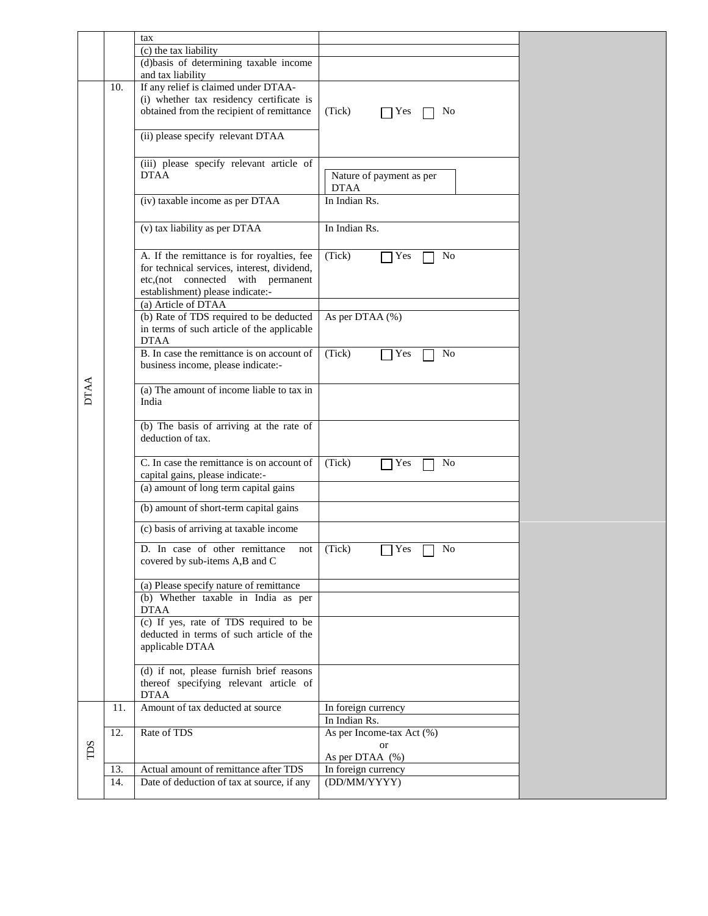| | | | | |
|---|---|---|---|---|
| | | tax | | |
| | | (c) the tax liability | | |
| | | (d)basis of determining taxable income and tax liability | | |
| DTAA | 10. | If any relief is claimed under DTAA-<br>(i) whether tax residency certificate is obtained from the recipient of remittance | (Tick) ☐ Yes ☐ No | |
| | | (ii) please specify relevant DTAA | | |
| | | (iii) please specify relevant article of DTAA | Nature of payment as per DTAA | |
| | | (iv) taxable income as per DTAA | In Indian Rs. | |
| | | (v) tax liability as per DTAA | In Indian Rs. | |
| | | A. If the remittance is for royalties, fee for technical services, interest, dividend, etc,(not connected with permanent establishment) please indicate:- | (Tick) ☐ Yes ☐ No | |
| | | (a) Article of DTAA | | |
| | | (b) Rate of TDS required to be deducted in terms of such article of the applicable DTAA | As per DTAA (%) | |
| | | B. In case the remittance is on account of business income, please indicate:- | (Tick) ☐ Yes ☐ No | |
| | | (a) The amount of income liable to tax in India | | |
| | | (b) The basis of arriving at the rate of deduction of tax. | | |
| | | C. In case the remittance is on account of capital gains, please indicate:- | (Tick) ☐ Yes ☐ No | |
| | | (a) amount of long term capital gains | | |
| | | (b) amount of short-term capital gains | | |
| | | (c) basis of arriving at taxable income | | |
| | | D. In case of other remittance not covered by sub-items A,B and C | (Tick) ☐ Yes ☐ No | |
| | | (a) Please specify nature of remittance | | |
| | | (b) Whether taxable in India as per DTAA | | |
| | | (c) If yes, rate of TDS required to be deducted in terms of such article of the applicable DTAA | | |
| | | (d) if not, please furnish brief reasons thereof specifying relevant article of DTAA | | |
| TDS | 11. | Amount of tax deducted at source | In foreign currency<br>In Indian Rs. | |
| | 12. | Rate of TDS | As per Income-tax Act (%)<br>or<br>As per DTAA (%) | |
| | 13. | Actual amount of remittance after TDS | In foreign currency | |
| | 14. | Date of deduction of tax at source, if any | (DD/MM/YYYY) | |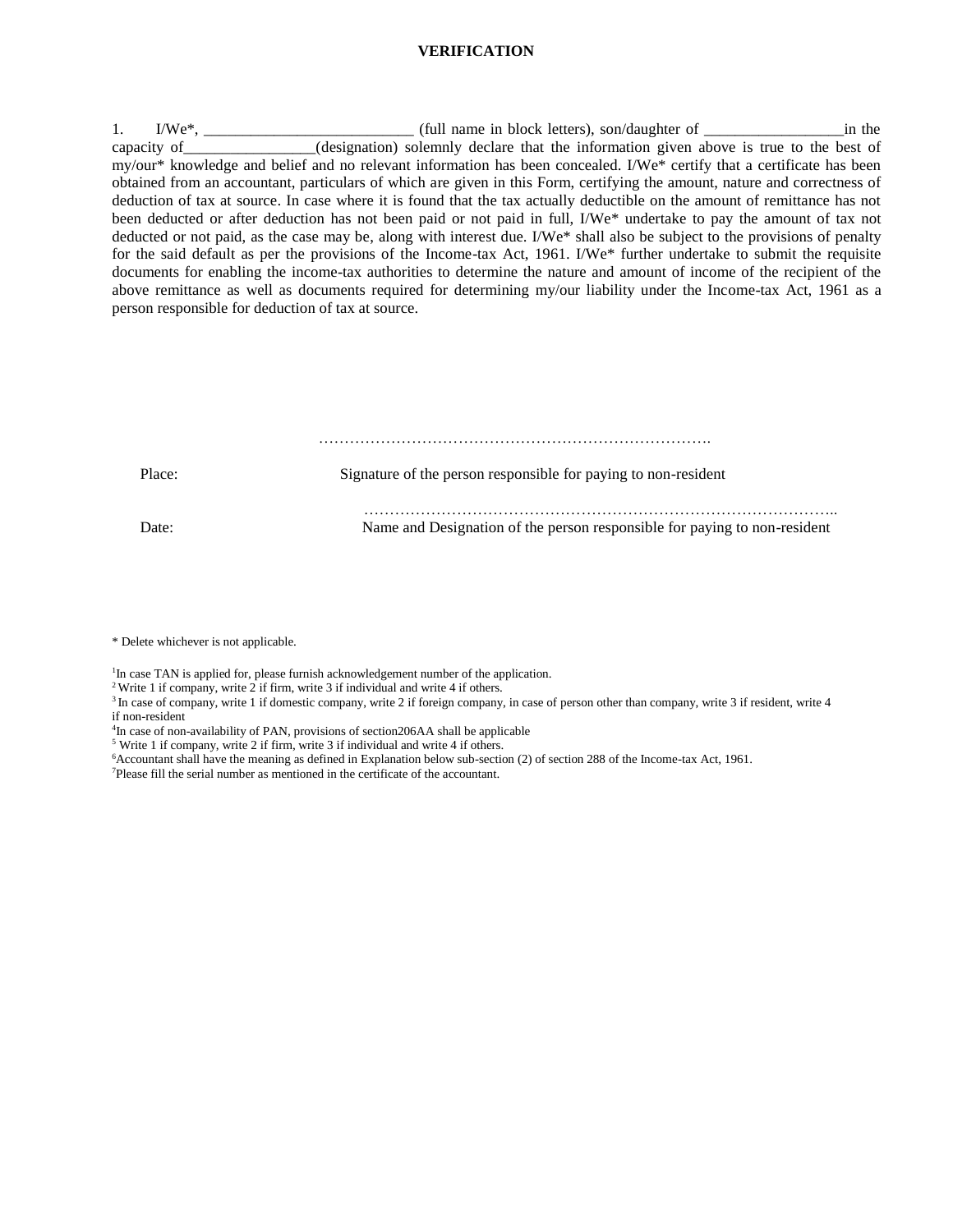**VERIFICATION**

1. I/We*, __________________________ (full name in block letters), son/daughter of _________________in the capacity of________________(designation) solemnly declare that the information given above is true to the best of my/our* knowledge and belief and no relevant information has been concealed. I/We* certify that a certificate has been obtained from an accountant, particulars of which are given in this Form, certifying the amount, nature and correctness of deduction of tax at source. In case where it is found that the tax actually deductible on the amount of remittance has not been deducted or after deduction has not been paid or not paid in full, I/We* undertake to pay the amount of tax not deducted or not paid, as the case may be, along with interest due. I/We* shall also be subject to the provisions of penalty for the said default as per the provisions of the Income-tax Act, 1961. I/We* further undertake to submit the requisite documents for enabling the income-tax authorities to determine the nature and amount of income of the recipient of the above remittance as well as documents required for determining my/our liability under the Income-tax Act, 1961 as a person responsible for deduction of tax at source.

…………………………………………………………………….

Place: Signature of the person responsible for paying to non-resident

………………………………………………………………………………..

Date: Name and Designation of the person responsible for paying to non-resident

* Delete whichever is not applicable.

[1]In case TAN is applied for, please furnish acknowledgement number of the application.
[2] Write 1 if company, write 2 if firm, write 3 if individual and write 4 if others.
[3] In case of company, write 1 if domestic company, write 2 if foreign company, in case of person other than company, write 3 if resident, write 4 if non-resident
[4]In case of non-availability of PAN, provisions of section206AA shall be applicable
[5] Write 1 if company, write 2 if firm, write 3 if individual and write 4 if others.
[6]Accountant shall have the meaning as defined in Explanation below sub-section (2) of section 288 of the Income-tax Act, 1961.
[7]Please fill the serial number as mentioned in the certificate of the accountant.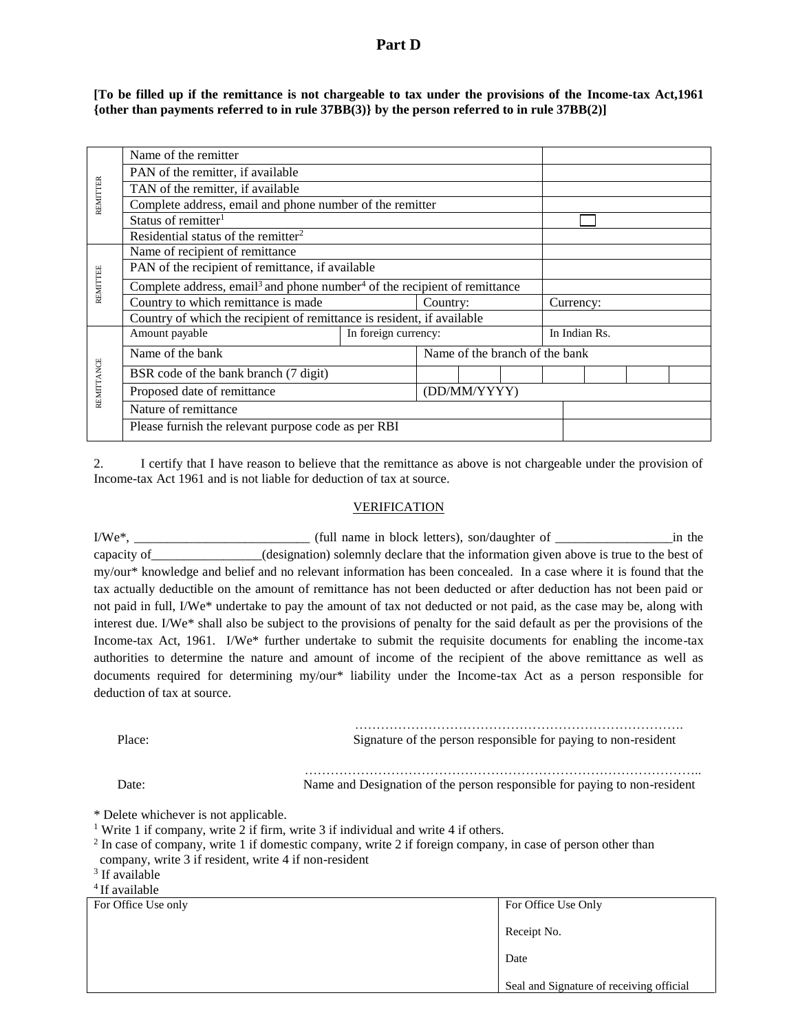# Part D

**[To be filled up if the remittance is not chargeable to tax under the provisions of the Income-tax Act,1961 {other than payments referred to in rule 37BB(3)} by the person referred to in rule 37BB(2)]**

| | | | | | | | |
|---|---|---|---|---|---|---|---|
| REMITTER | Name of the remitter | | | | | | |
| | PAN of the remitter, if available | | | | | | |
| | TAN of the remitter, if available | | | | | | |
| | Complete address, email and phone number of the remitter | | | | | | |
| | Status of remitter[1] | | | | | | ☐ |
| | Residential status of the remitter[2] | | | | | | |
| REMITTEE | Name of recipient of remittance | | | | | | |
| | PAN of the recipient of remittance, if available | | | | | | |
| | Complete address, email[3] and phone number[4] of the recipient of remittance | | | | | | |
| | Country to which remittance is made | | Country: | | | | Currency: |
| | Country of which the recipient of remittance is resident, if available | | | | | | |
| REMITTANCE | Amount payable | In foreign currency: | | | | | In Indian Rs. |
| | Name of the bank | | Name of the branch of the bank | | | | |
| | BSR code of the bank branch (7 digit) | | | | | | |
| | Proposed date of remittance | | (DD/MM/YYYY) | | | | |
| | Nature of remittance | | | | | | |
| | Please furnish the relevant purpose code as per RBI | | | | | | |

2. I certify that I have reason to believe that the remittance as above is not chargeable under the provision of Income-tax Act 1961 and is not liable for deduction of tax at source.

## VERIFICATION

I/We*, __________________________ (full name in block letters), son/daughter of _________________in the capacity of________________(designation) solemnly declare that the information given above is true to the best of my/our* knowledge and belief and no relevant information has been concealed. In a case where it is found that the tax actually deductible on the amount of remittance has not been deducted or after deduction has not been paid or not paid in full, I/We* undertake to pay the amount of tax not deducted or not paid, as the case may be, along with interest due. I/We* shall also be subject to the provisions of penalty for the said default as per the provisions of the Income-tax Act, 1961. I/We* further undertake to submit the requisite documents for enabling the income-tax authorities to determine the nature and amount of income of the recipient of the above remittance as well as documents required for determining my/our* liability under the Income-tax Act as a person responsible for deduction of tax at source.

Place: ………………………………………………………………….
Signature of the person responsible for paying to non-resident

Date: ……………………………………………………………………………..
Name and Designation of the person responsible for paying to non-resident

\* Delete whichever is not applicable.

[1] Write 1 if company, write 2 if firm, write 3 if individual and write 4 if others.

[2] In case of company, write 1 if domestic company, write 2 if foreign company, in case of person other than company, write 3 if resident, write 4 if non-resident

[3] If available

[4] If available

| For Office Use only | For Office Use Only |
|---|---|
| | Receipt No. |
| | Date |
| | Seal and Signature of receiving official |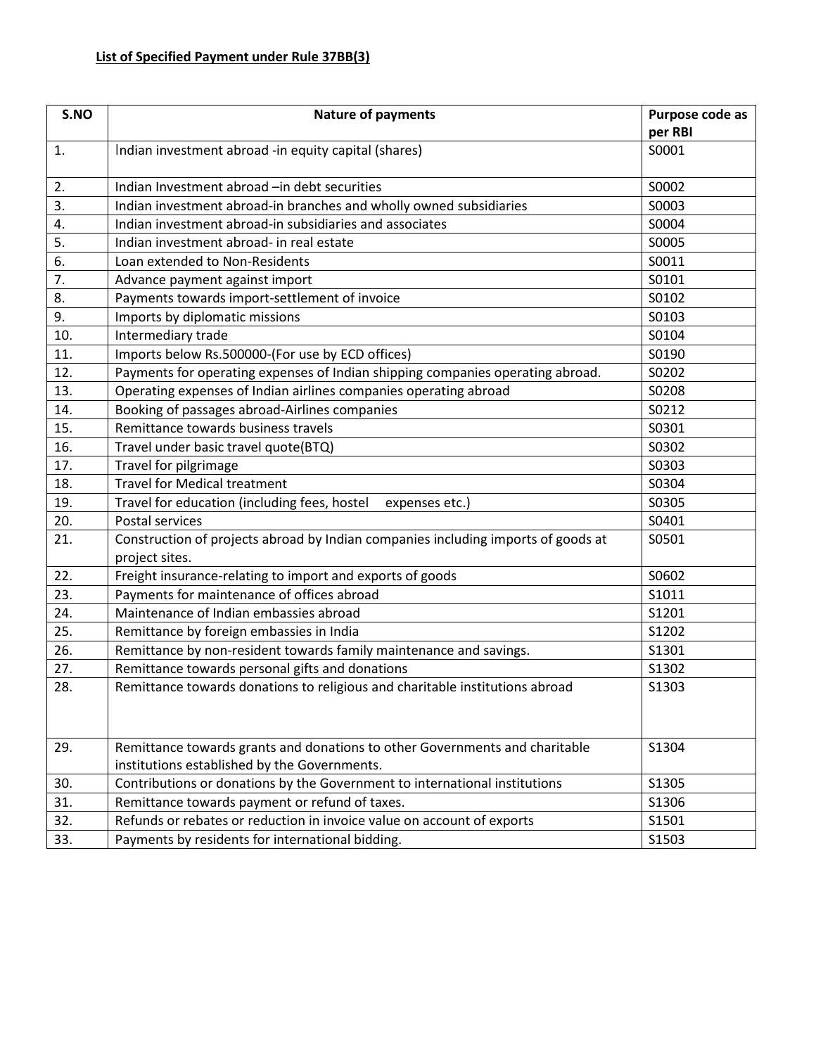**List of Specified Payment under Rule 37BB(3)**

| S.NO | Nature of payments | Purpose code as per RBI |
|---|---|---|
| 1. | Indian investment abroad -in equity capital (shares) | S0001 |
| 2. | Indian Investment abroad –in debt securities | S0002 |
| 3. | Indian investment abroad-in branches and wholly owned subsidiaries | S0003 |
| 4. | Indian investment abroad-in subsidiaries and associates | S0004 |
| 5. | Indian investment abroad- in real estate | S0005 |
| 6. | Loan extended to Non-Residents | S0011 |
| 7. | Advance payment against import | S0101 |
| 8. | Payments towards import-settlement of invoice | S0102 |
| 9. | Imports by diplomatic missions | S0103 |
| 10. | Intermediary trade | S0104 |
| 11. | Imports below Rs.500000-(For use by ECD offices) | S0190 |
| 12. | Payments for operating expenses of Indian shipping companies operating abroad. | S0202 |
| 13. | Operating expenses of Indian airlines companies operating abroad | S0208 |
| 14. | Booking of passages abroad-Airlines companies | S0212 |
| 15. | Remittance towards business travels | S0301 |
| 16. | Travel under basic travel quote(BTQ) | S0302 |
| 17. | Travel for pilgrimage | S0303 |
| 18. | Travel for Medical treatment | S0304 |
| 19. | Travel for education (including fees, hostel expenses etc.) | S0305 |
| 20. | Postal services | S0401 |
| 21. | Construction of projects abroad by Indian companies including imports of goods at project sites. | S0501 |
| 22. | Freight insurance-relating to import and exports of goods | S0602 |
| 23. | Payments for maintenance of offices abroad | S1011 |
| 24. | Maintenance of Indian embassies abroad | S1201 |
| 25. | Remittance by foreign embassies in India | S1202 |
| 26. | Remittance by non-resident towards family maintenance and savings. | S1301 |
| 27. | Remittance towards personal gifts and donations | S1302 |
| 28. | Remittance towards donations to religious and charitable institutions abroad | S1303 |
| 29. | Remittance towards grants and donations to other Governments and charitable institutions established by the Governments. | S1304 |
| 30. | Contributions or donations by the Government to international institutions | S1305 |
| 31. | Remittance towards payment or refund of taxes. | S1306 |
| 32. | Refunds or rebates or reduction in invoice value on account of exports | S1501 |
| 33. | Payments by residents for international bidding. | S1503 |